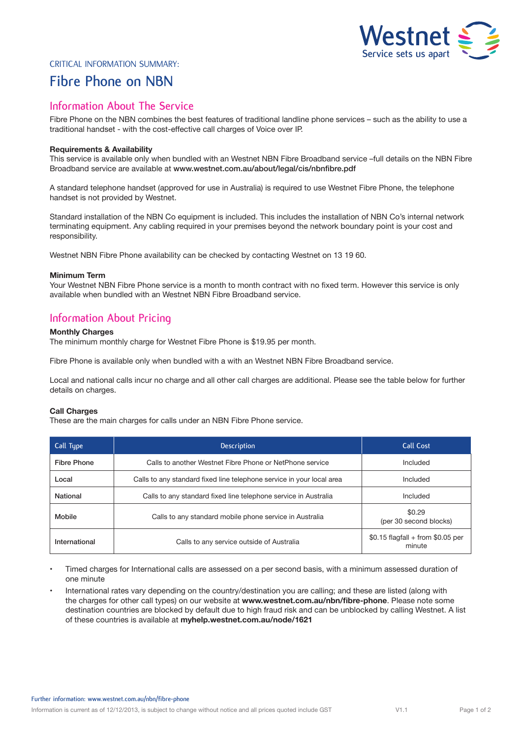CRITICAL INFORMATION SUMMARY:

# Fibre Phone on NBN

## Information About The Service

Fibre Phone on the NBN combines the best features of traditional landline phone services – such as the ability to use a traditional handset - with the cost-effective call charges of Voice over IP.

**Requirements & Availability**

This service is available only when bundled with an Westnet NBN Fibre Broadband service –full details on the NBN Fibre Broadband service are available at **www.westnet.com.au/about/legal/cis/nbnfibre.pdf**

A standard telephone handset (approved for use in Australia) is required to use Westnet Fibre Phone, the telephone handset is not provided by Westnet.

Standard installation of the NBN Co equipment is included. This includes the installation of NBN Co's internal network terminating equipment. Any cabling required in your premises beyond the network boundary point is your cost and responsibility.

Westnet NBN Fibre Phone availability can be checked by contacting Westnet on 13 19 60.

**Minimum Term**

Your Westnet NBN Fibre Phone service is a month to month contract with no fixed term. However this service is only available when bundled with an Westnet NBN Fibre Broadband service.

## Information About Pricing

**Monthly Charges**

The minimum monthly charge for Westnet Fibre Phone is $19.95 per month.

Fibre Phone is available only when bundled with a with an Westnet NBN Fibre Broadband service.

Local and national calls incur no charge and all other call charges are additional. Please see the table below for further details on charges.

**Call Charges**

These are the main charges for calls under an NBN Fibre Phone service.

| Call Type | Description | Call Cost |
|---|---|---|
| Fibre Phone | Calls to another Westnet Fibre Phone or NetPhone service | Included |
| Local | Calls to any standard fixed line telephone service in your local area | Included |
| National | Calls to any standard fixed line telephone service in Australia | Included |
| Mobile | Calls to any standard mobile phone service in Australia | $0.29 (per 30 second blocks) |
| International | Calls to any service outside of Australia | $0.15 flagfall + from $0.05 per minute |

- Timed charges for International calls are assessed on a per second basis, with a minimum assessed duration of one minute
- International rates vary depending on the country/destination you are calling; and these are listed (along with the charges for other call types) on our website at **www.westnet.com.au/nbn/fibre-phone**. Please note some destination countries are blocked by default due to high fraud risk and can be unblocked by calling Westnet. A list of these countries is available at **myhelp.westnet.com.au/node/1621**

Further information: www.westnet.com.au/nbn/fibre-phone

Information is current as of 12/12/2013, is subject to change without notice and all prices quoted include GST V1.1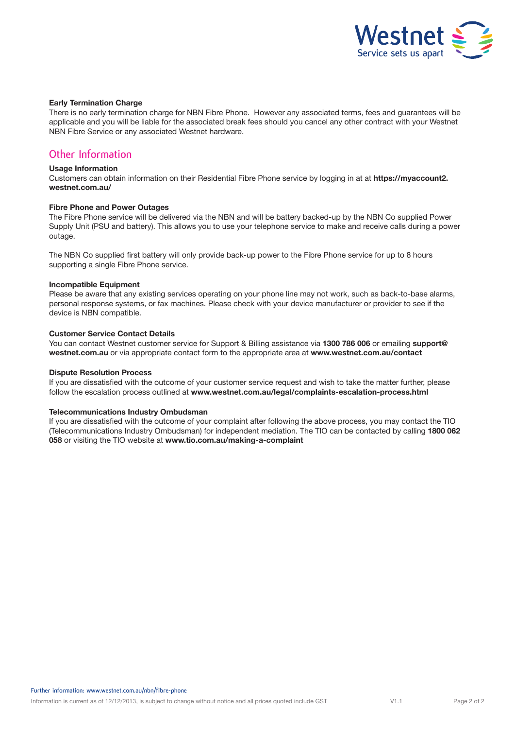**Early Termination Charge**

There is no early termination charge for NBN Fibre Phone. However any associated terms, fees and guarantees will be applicable and you will be liable for the associated break fees should you cancel any other contract with your Westnet NBN Fibre Service or any associated Westnet hardware.

## Other Information

**Usage Information**

Customers can obtain information on their Residential Fibre Phone service by logging in at at **https://myaccount2.westnet.com.au/**

**Fibre Phone and Power Outages**

The Fibre Phone service will be delivered via the NBN and will be battery backed-up by the NBN Co supplied Power Supply Unit (PSU and battery). This allows you to use your telephone service to make and receive calls during a power outage.

The NBN Co supplied first battery will only provide back-up power to the Fibre Phone service for up to 8 hours supporting a single Fibre Phone service.

**Incompatible Equipment**

Please be aware that any existing services operating on your phone line may not work, such as back-to-base alarms, personal response systems, or fax machines. Please check with your device manufacturer or provider to see if the device is NBN compatible.

**Customer Service Contact Details**

You can contact Westnet customer service for Support & Billing assistance via **1300 786 006** or emailing **support@westnet.com.au** or via appropriate contact form to the appropriate area at **www.westnet.com.au/contact**

**Dispute Resolution Process**

If you are dissatisfied with the outcome of your customer service request and wish to take the matter further, please follow the escalation process outlined at **www.westnet.com.au/legal/complaints-escalation-process.html**

**Telecommunications Industry Ombudsman**

If you are dissatisfied with the outcome of your complaint after following the above process, you may contact the TIO (Telecommunications Industry Ombudsman) for independent mediation. The TIO can be contacted by calling **1800 062 058** or visiting the TIO website at **www.tio.com.au/making-a-complaint**

Further information: www.westnet.com.au/nbn/fibre-phone

Information is current as of 12/12/2013, is subject to change without notice and all prices quoted include GST V1.1